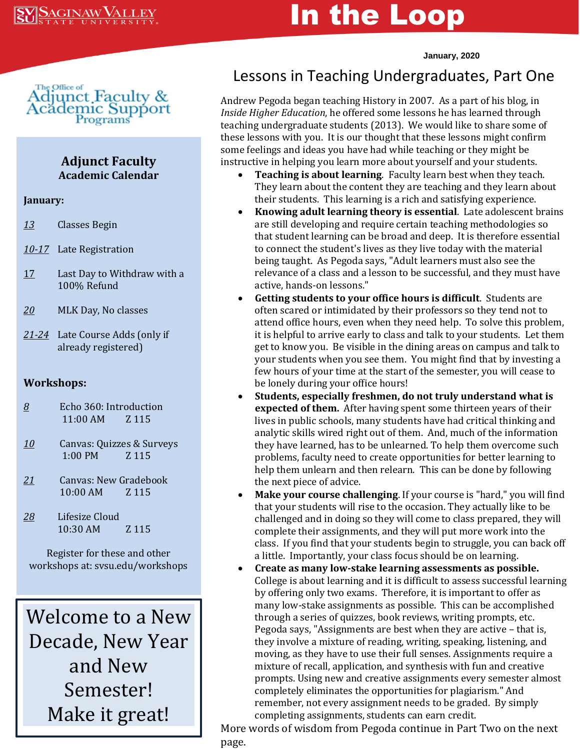Saginaw Valley State University

# In the Loop

January, 2020

The Office of Adjunct Faculty & Academic Support Programs

## Adjunct Faculty Academic Calendar

**January:**

| | |
|---|---|
| *13* | Classes Begin |
| *10-17* | Late Registration |
| *17* | Last Day to Withdraw with a 100% Refund |
| *20* | MLK Day, No classes |
| *21-24* | Late Course Adds (only if already registered) |

**Workshops:**

| | | | |
|---|---|---|---|
| *8* | Echo 360: Introduction | 11:00 AM | Z 115 |
| *10* | Canvas: Quizzes & Surveys | 1:00 PM | Z 115 |
| *21* | Canvas: New Gradebook | 10:00 AM | Z 115 |
| *28* | Lifesize Cloud | 10:30 AM | Z 115 |

Register for these and other workshops at: svsu.edu/workshops

Welcome to a New Decade, New Year and New Semester! Make it great!

## Lessons in Teaching Undergraduates, Part One

Andrew Pegoda began teaching History in 2007. As a part of his blog, in *Inside Higher Education*, he offered some lessons he has learned through teaching undergraduate students (2013). We would like to share some of these lessons with you. It is our thought that these lessons might confirm some feelings and ideas you have had while teaching or they might be instructive in helping you learn more about yourself and your students.

- **Teaching is about learning**. Faculty learn best when they teach. They learn about the content they are teaching and they learn about their students. This learning is a rich and satisfying experience.
- **Knowing adult learning theory is essential**. Late adolescent brains are still developing and require certain teaching methodologies so that student learning can be broad and deep. It is therefore essential to connect the student's lives as they live today with the material being taught. As Pegoda says, "Adult learners must also see the relevance of a class and a lesson to be successful, and they must have active, hands-on lessons."
- **Getting students to your office hours is difficult**. Students are often scared or intimidated by their professors so they tend not to attend office hours, even when they need help. To solve this problem, it is helpful to arrive early to class and talk to your students. Let them get to know you. Be visible in the dining areas on campus and talk to your students when you see them. You might find that by investing a few hours of your time at the start of the semester, you will cease to be lonely during your office hours!
- **Students, especially freshmen, do not truly understand what is expected of them.** After having spent some thirteen years of their lives in public schools, many students have had critical thinking and analytic skills wired right out of them. And, much of the information they have learned, has to be unlearned. To help them overcome such problems, faculty need to create opportunities for better learning to help them unlearn and then relearn. This can be done by following the next piece of advice.
- **Make your course challenging**. If your course is "hard," you will find that your students will rise to the occasion. They actually like to be challenged and in doing so they will come to class prepared, they will complete their assignments, and they will put more work into the class. If you find that your students begin to struggle, you can back off a little. Importantly, your class focus should be on learning.
- **Create as many low-stake learning assessments as possible.** College is about learning and it is difficult to assess successful learning by offering only two exams. Therefore, it is important to offer as many low-stake assignments as possible. This can be accomplished through a series of quizzes, book reviews, writing prompts, etc. Pegoda says, "Assignments are best when they are active – that is, they involve a mixture of reading, writing, speaking, listening, and moving, as they have to use their full senses. Assignments require a mixture of recall, application, and synthesis with fun and creative prompts. Using new and creative assignments every semester almost completely eliminates the opportunities for plagiarism." And remember, not every assignment needs to be graded. By simply completing assignments, students can earn credit.

More words of wisdom from Pegoda continue in Part Two on the next page.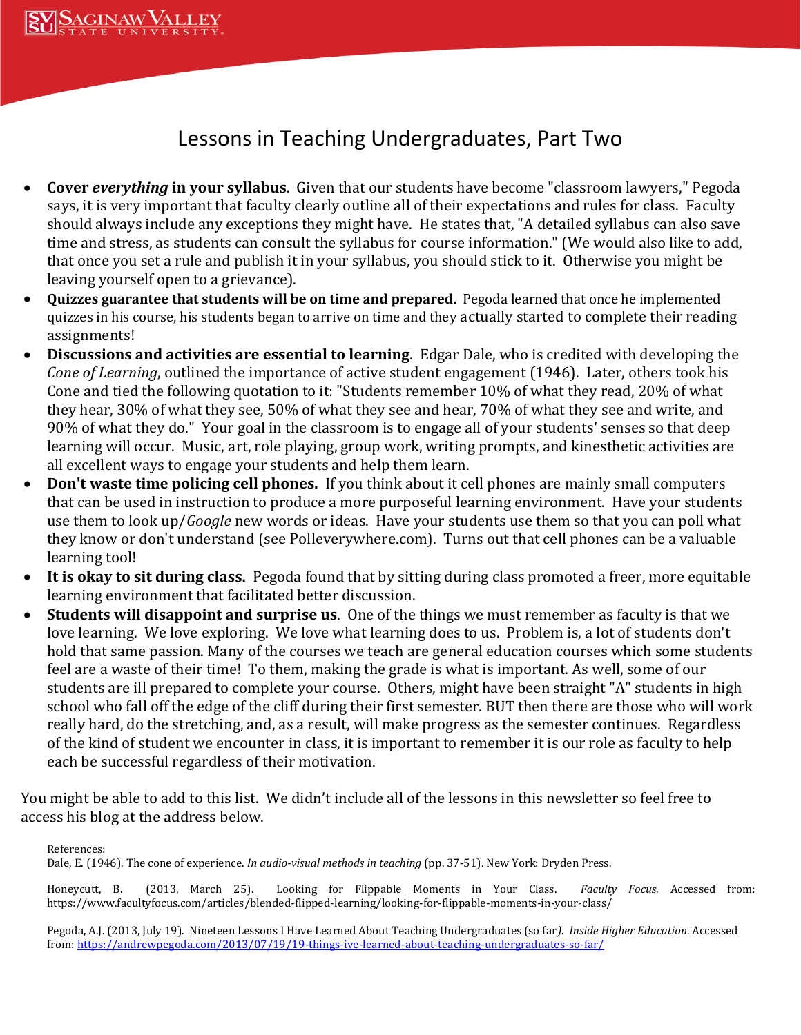# Lessons in Teaching Undergraduates, Part Two

- **Cover *everything* in your syllabus**. Given that our students have become "classroom lawyers," Pegoda says, it is very important that faculty clearly outline all of their expectations and rules for class. Faculty should always include any exceptions they might have. He states that, "A detailed syllabus can also save time and stress, as students can consult the syllabus for course information." (We would also like to add, that once you set a rule and publish it in your syllabus, you should stick to it. Otherwise you might be leaving yourself open to a grievance).
- **Quizzes guarantee that students will be on time and prepared.** Pegoda learned that once he implemented quizzes in his course, his students began to arrive on time and they actually started to complete their reading assignments!
- **Discussions and activities are essential to learning**. Edgar Dale, who is credited with developing the *Cone of Learning*, outlined the importance of active student engagement (1946). Later, others took his Cone and tied the following quotation to it: "Students remember 10% of what they read, 20% of what they hear, 30% of what they see, 50% of what they see and hear, 70% of what they see and write, and 90% of what they do." Your goal in the classroom is to engage all of your students' senses so that deep learning will occur. Music, art, role playing, group work, writing prompts, and kinesthetic activities are all excellent ways to engage your students and help them learn.
- **Don't waste time policing cell phones.** If you think about it cell phones are mainly small computers that can be used in instruction to produce a more purposeful learning environment. Have your students use them to look up/*Google* new words or ideas. Have your students use them so that you can poll what they know or don't understand (see Polleverywhere.com). Turns out that cell phones can be a valuable learning tool!
- **It is okay to sit during class.** Pegoda found that by sitting during class promoted a freer, more equitable learning environment that facilitated better discussion.
- **Students will disappoint and surprise us**. One of the things we must remember as faculty is that we love learning. We love exploring. We love what learning does to us. Problem is, a lot of students don't hold that same passion. Many of the courses we teach are general education courses which some students feel are a waste of their time! To them, making the grade is what is important. As well, some of our students are ill prepared to complete your course. Others, might have been straight "A" students in high school who fall off the edge of the cliff during their first semester. BUT then there are those who will work really hard, do the stretching, and, as a result, will make progress as the semester continues. Regardless of the kind of student we encounter in class, it is important to remember it is our role as faculty to help each be successful regardless of their motivation.

You might be able to add to this list. We didn't include all of the lessons in this newsletter so feel free to access his blog at the address below.

References:
Dale, E. (1946). The cone of experience. *In audio-visual methods in teaching* (pp. 37-51). New York: Dryden Press.

Honeycutt, B. (2013, March 25). Looking for Flippable Moments in Your Class. *Faculty Focus*. Accessed from: https://www.facultyfocus.com/articles/blended-flipped-learning/looking-for-flippable-moments-in-your-class/

Pegoda, A.J. (2013, July 19). Nineteen Lessons I Have Learned About Teaching Undergraduates (so far*). Inside Higher Education*. Accessed from: https://andrewpegoda.com/2013/07/19/19-things-ive-learned-about-teaching-undergraduates-so-far/